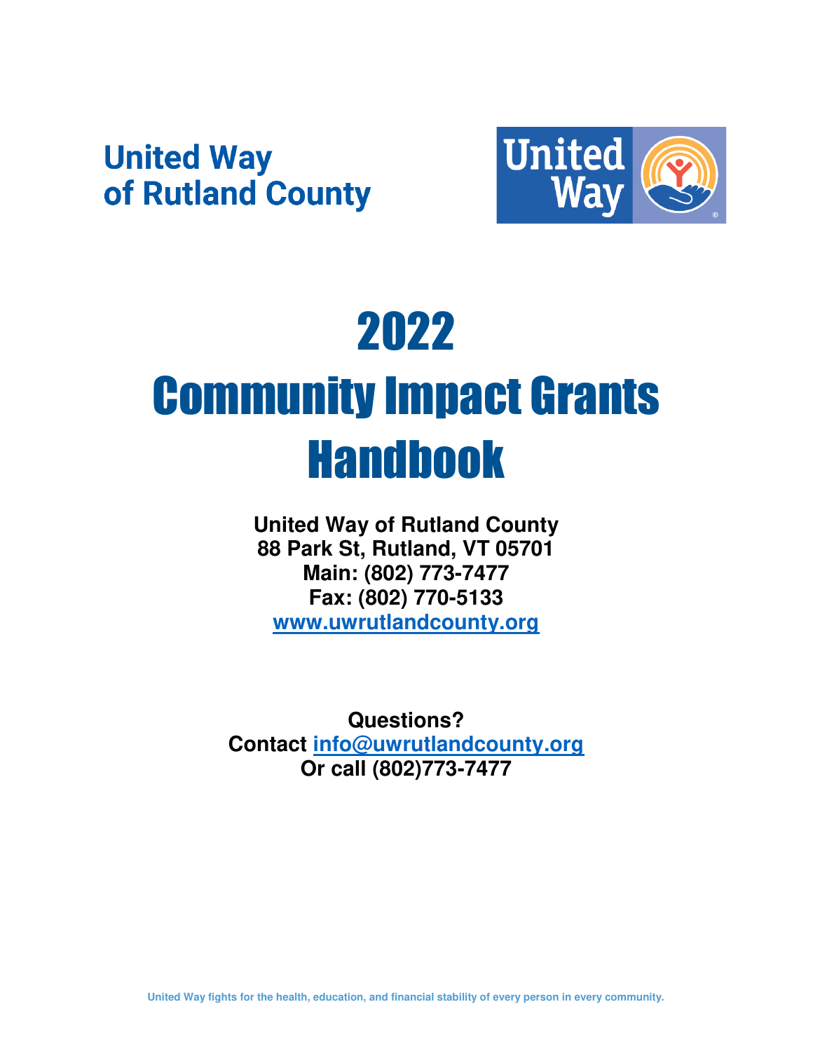**United Way**
**of Rutland County**

# 2022
# Community Impact Grants
# Handbook

**United Way of Rutland County**
**88 Park St, Rutland, VT 05701**
**Main: (802) 773-7477**
**Fax: (802) 770-5133**
**www.uwrutlandcounty.org**

**Questions?**
**Contact info@uwrutlandcounty.org**
**Or call (802)773-7477**

United Way fights for the health, education, and financial stability of every person in every community.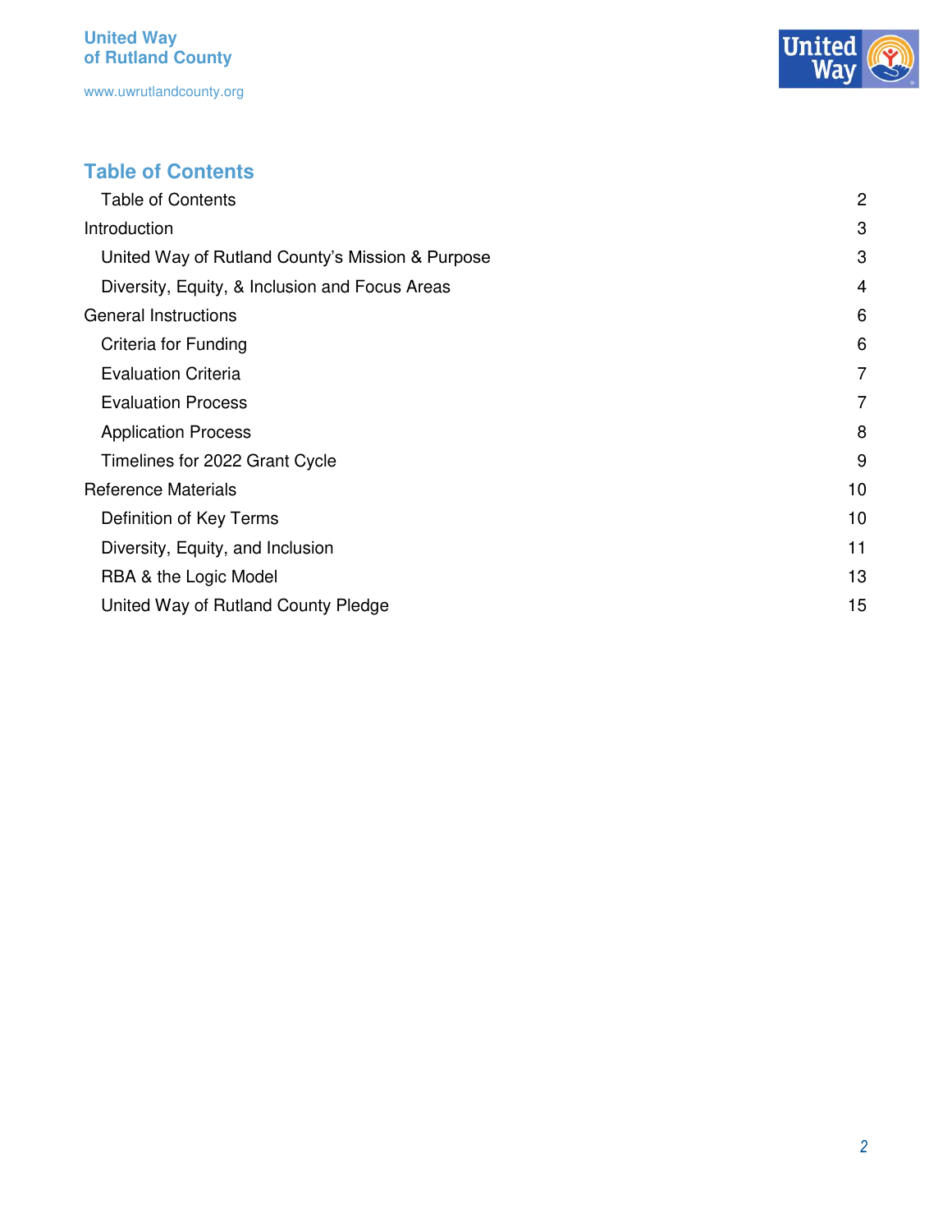## Table of Contents

| | |
|---|---|
| Table of Contents | 2 |
| Introduction | 3 |
| United Way of Rutland County's Mission & Purpose | 3 |
| Diversity, Equity, & Inclusion and Focus Areas | 4 |
| General Instructions | 6 |
| Criteria for Funding | 6 |
| Evaluation Criteria | 7 |
| Evaluation Process | 7 |
| Application Process | 8 |
| Timelines for 2022 Grant Cycle | 9 |
| Reference Materials | 10 |
| Definition of Key Terms | 10 |
| Diversity, Equity, and Inclusion | 11 |
| RBA & the Logic Model | 13 |
| United Way of Rutland County Pledge | 15 |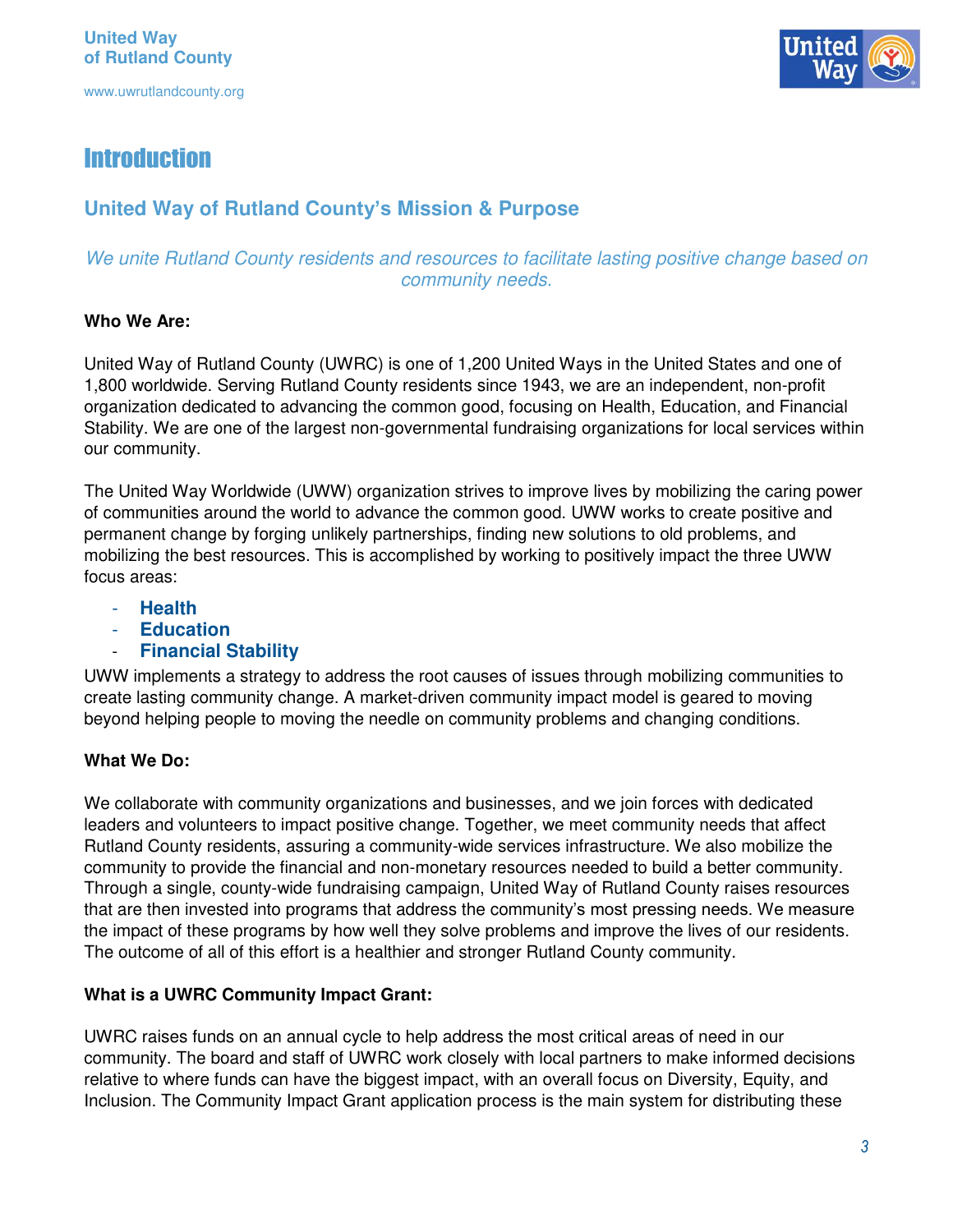# Introduction

## United Way of Rutland County's Mission & Purpose

*We unite Rutland County residents and resources to facilitate lasting positive change based on community needs.*

**Who We Are:**

United Way of Rutland County (UWRC) is one of 1,200 United Ways in the United States and one of 1,800 worldwide. Serving Rutland County residents since 1943, we are an independent, non-profit organization dedicated to advancing the common good, focusing on Health, Education, and Financial Stability. We are one of the largest non-governmental fundraising organizations for local services within our community.

The United Way Worldwide (UWW) organization strives to improve lives by mobilizing the caring power of communities around the world to advance the common good. UWW works to create positive and permanent change by forging unlikely partnerships, finding new solutions to old problems, and mobilizing the best resources. This is accomplished by working to positively impact the three UWW focus areas:

- **Health**
- **Education**
- **Financial Stability**

UWW implements a strategy to address the root causes of issues through mobilizing communities to create lasting community change. A market-driven community impact model is geared to moving beyond helping people to moving the needle on community problems and changing conditions.

**What We Do:**

We collaborate with community organizations and businesses, and we join forces with dedicated leaders and volunteers to impact positive change. Together, we meet community needs that affect Rutland County residents, assuring a community-wide services infrastructure. We also mobilize the community to provide the financial and non-monetary resources needed to build a better community. Through a single, county-wide fundraising campaign, United Way of Rutland County raises resources that are then invested into programs that address the community's most pressing needs. We measure the impact of these programs by how well they solve problems and improve the lives of our residents. The outcome of all of this effort is a healthier and stronger Rutland County community.

**What is a UWRC Community Impact Grant:**

UWRC raises funds on an annual cycle to help address the most critical areas of need in our community. The board and staff of UWRC work closely with local partners to make informed decisions relative to where funds can have the biggest impact, with an overall focus on Diversity, Equity, and Inclusion. The Community Impact Grant application process is the main system for distributing these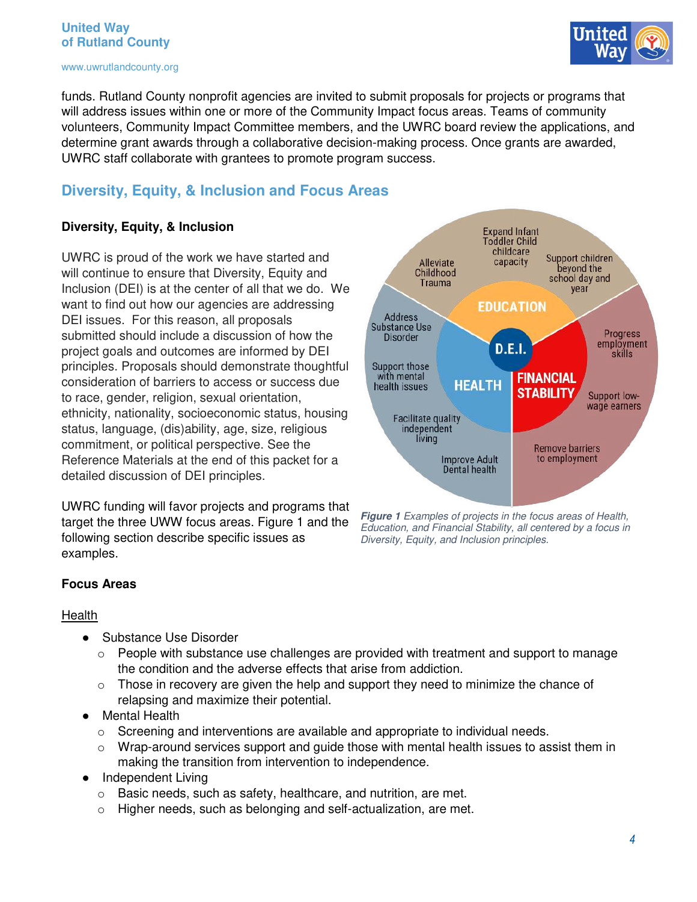funds. Rutland County nonprofit agencies are invited to submit proposals for projects or programs that will address issues within one or more of the Community Impact focus areas. Teams of community volunteers, Community Impact Committee members, and the UWRC board review the applications, and determine grant awards through a collaborative decision-making process. Once grants are awarded, UWRC staff collaborate with grantees to promote program success.

## Diversity, Equity, & Inclusion and Focus Areas

### Diversity, Equity, & Inclusion

UWRC is proud of the work we have started and will continue to ensure that Diversity, Equity and Inclusion (DEI) is at the center of all that we do. We want to find out how our agencies are addressing DEI issues. For this reason, all proposals submitted should include a discussion of how the project goals and outcomes are informed by DEI principles. Proposals should demonstrate thoughtful consideration of barriers to access or success due to race, gender, religion, sexual orientation, ethnicity, nationality, socioeconomic status, housing status, language, (dis)ability, age, size, religious commitment, or political perspective. See the Reference Materials at the end of this packet for a detailed discussion of DEI principles.

UWRC funding will favor projects and programs that target the three UWW focus areas. Figure 1 and the following section describe specific issues as examples.

***Figure 1*** *Examples of projects in the focus areas of Health, Education, and Financial Stability, all centered by a focus in Diversity, Equity, and Inclusion principles.*

### Focus Areas

<u>Health</u>

- Substance Use Disorder
  - People with substance use challenges are provided with treatment and support to manage the condition and the adverse effects that arise from addiction.
  - Those in recovery are given the help and support they need to minimize the chance of relapsing and maximize their potential.
- Mental Health
  - Screening and interventions are available and appropriate to individual needs.
  - Wrap-around services support and guide those with mental health issues to assist them in making the transition from intervention to independence.
- Independent Living
  - Basic needs, such as safety, healthcare, and nutrition, are met.
  - Higher needs, such as belonging and self-actualization, are met.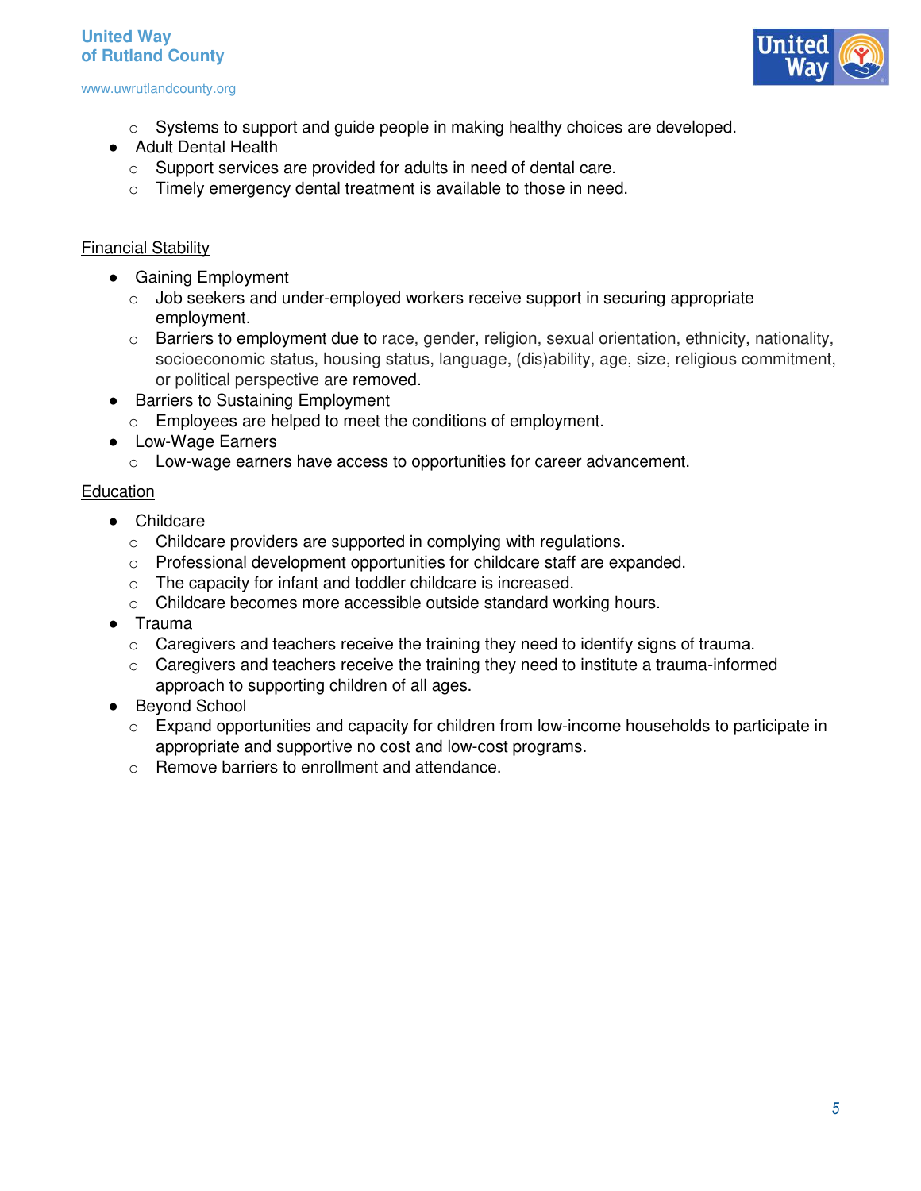- Systems to support and guide people in making healthy choices are developed.
- Adult Dental Health
    - Support services are provided for adults in need of dental care.
    - Timely emergency dental treatment is available to those in need.

Financial Stability

- Gaining Employment
    - Job seekers and under-employed workers receive support in securing appropriate employment.
    - Barriers to employment due to race, gender, religion, sexual orientation, ethnicity, nationality, socioeconomic status, housing status, language, (dis)ability, age, size, religious commitment, or political perspective are removed.
- Barriers to Sustaining Employment
    - Employees are helped to meet the conditions of employment.
- Low-Wage Earners
    - Low-wage earners have access to opportunities for career advancement.

Education

- Childcare
    - Childcare providers are supported in complying with regulations.
    - Professional development opportunities for childcare staff are expanded.
    - The capacity for infant and toddler childcare is increased.
    - Childcare becomes more accessible outside standard working hours.
- Trauma
    - Caregivers and teachers receive the training they need to identify signs of trauma.
    - Caregivers and teachers receive the training they need to institute a trauma-informed approach to supporting children of all ages.
- Beyond School
    - Expand opportunities and capacity for children from low-income households to participate in appropriate and supportive no cost and low-cost programs.
    - Remove barriers to enrollment and attendance.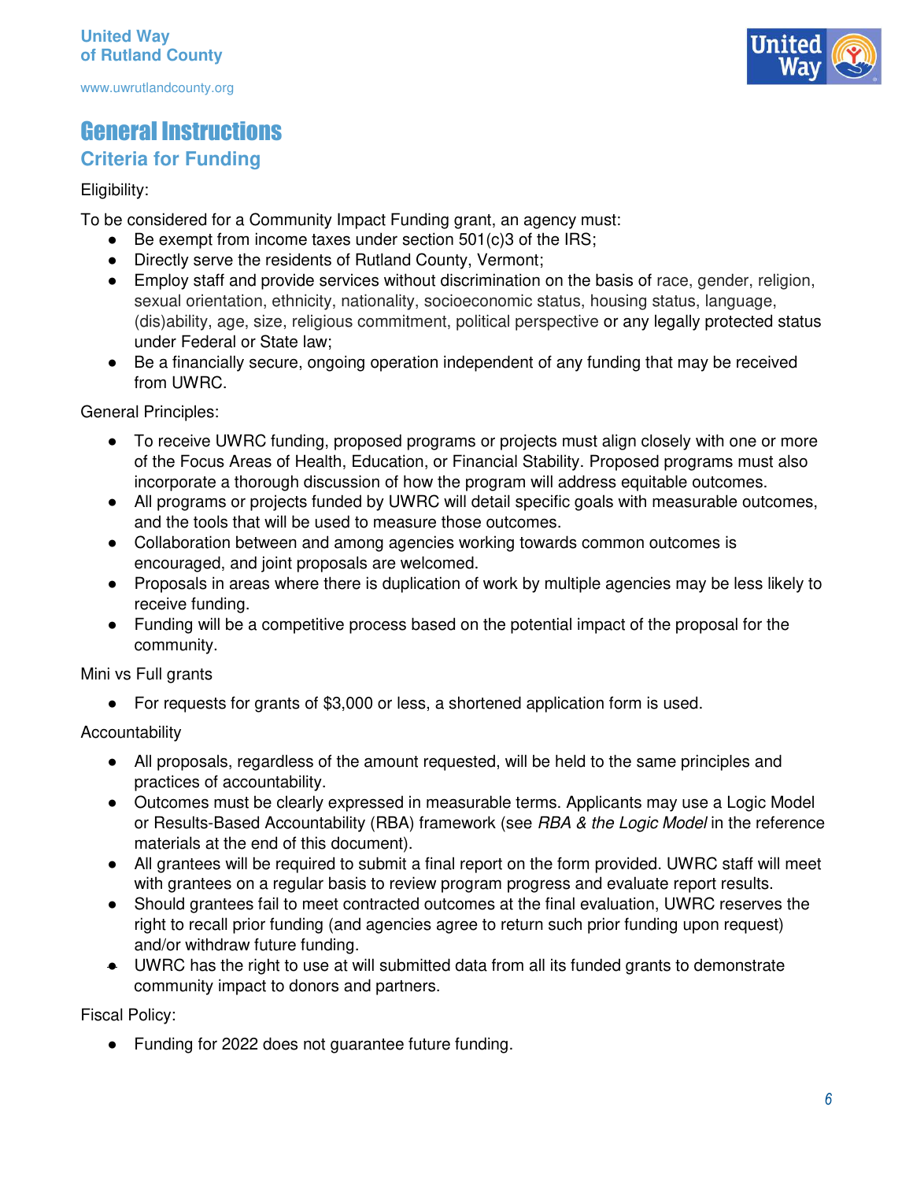# General Instructions

## Criteria for Funding

Eligibility:

To be considered for a Community Impact Funding grant, an agency must:

- Be exempt from income taxes under section 501(c)3 of the IRS;
- Directly serve the residents of Rutland County, Vermont;
- Employ staff and provide services without discrimination on the basis of race, gender, religion, sexual orientation, ethnicity, nationality, socioeconomic status, housing status, language, (dis)ability, age, size, religious commitment, political perspective or any legally protected status under Federal or State law;
- Be a financially secure, ongoing operation independent of any funding that may be received from UWRC.

General Principles:

- To receive UWRC funding, proposed programs or projects must align closely with one or more of the Focus Areas of Health, Education, or Financial Stability. Proposed programs must also incorporate a thorough discussion of how the program will address equitable outcomes.
- All programs or projects funded by UWRC will detail specific goals with measurable outcomes, and the tools that will be used to measure those outcomes.
- Collaboration between and among agencies working towards common outcomes is encouraged, and joint proposals are welcomed.
- Proposals in areas where there is duplication of work by multiple agencies may be less likely to receive funding.
- Funding will be a competitive process based on the potential impact of the proposal for the community.

Mini vs Full grants

- For requests for grants of $3,000 or less, a shortened application form is used.

Accountability

- All proposals, regardless of the amount requested, will be held to the same principles and practices of accountability.
- Outcomes must be clearly expressed in measurable terms. Applicants may use a Logic Model or Results-Based Accountability (RBA) framework (see *RBA & the Logic Model* in the reference materials at the end of this document).
- All grantees will be required to submit a final report on the form provided. UWRC staff will meet with grantees on a regular basis to review program progress and evaluate report results.
- Should grantees fail to meet contracted outcomes at the final evaluation, UWRC reserves the right to recall prior funding (and agencies agree to return such prior funding upon request) and/or withdraw future funding.
- UWRC has the right to use at will submitted data from all its funded grants to demonstrate community impact to donors and partners.

Fiscal Policy:

- Funding for 2022 does not guarantee future funding.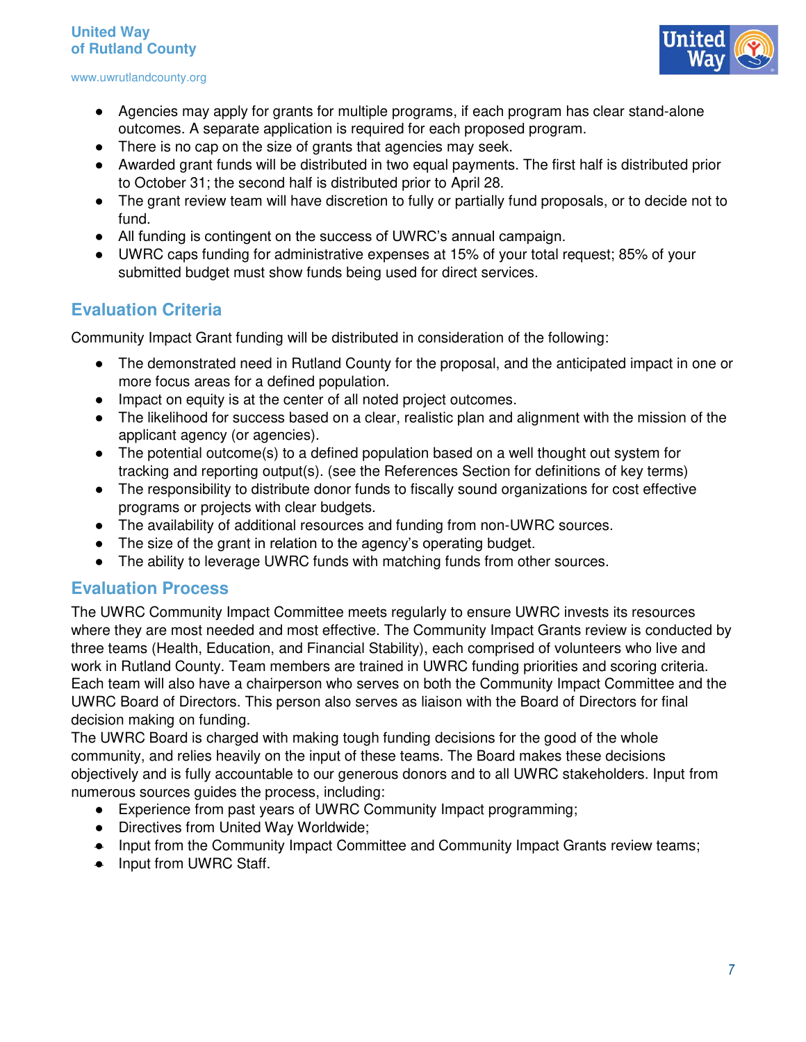- Agencies may apply for grants for multiple programs, if each program has clear stand-alone outcomes. A separate application is required for each proposed program.
- There is no cap on the size of grants that agencies may seek.
- Awarded grant funds will be distributed in two equal payments. The first half is distributed prior to October 31; the second half is distributed prior to April 28.
- The grant review team will have discretion to fully or partially fund proposals, or to decide not to fund.
- All funding is contingent on the success of UWRC's annual campaign.
- UWRC caps funding for administrative expenses at 15% of your total request; 85% of your submitted budget must show funds being used for direct services.

## Evaluation Criteria

Community Impact Grant funding will be distributed in consideration of the following:

- The demonstrated need in Rutland County for the proposal, and the anticipated impact in one or more focus areas for a defined population.
- Impact on equity is at the center of all noted project outcomes.
- The likelihood for success based on a clear, realistic plan and alignment with the mission of the applicant agency (or agencies).
- The potential outcome(s) to a defined population based on a well thought out system for tracking and reporting output(s). (see the References Section for definitions of key terms)
- The responsibility to distribute donor funds to fiscally sound organizations for cost effective programs or projects with clear budgets.
- The availability of additional resources and funding from non-UWRC sources.
- The size of the grant in relation to the agency's operating budget.
- The ability to leverage UWRC funds with matching funds from other sources.

## Evaluation Process

The UWRC Community Impact Committee meets regularly to ensure UWRC invests its resources where they are most needed and most effective. The Community Impact Grants review is conducted by three teams (Health, Education, and Financial Stability), each comprised of volunteers who live and work in Rutland County. Team members are trained in UWRC funding priorities and scoring criteria. Each team will also have a chairperson who serves on both the Community Impact Committee and the UWRC Board of Directors. This person also serves as liaison with the Board of Directors for final decision making on funding.

The UWRC Board is charged with making tough funding decisions for the good of the whole community, and relies heavily on the input of these teams. The Board makes these decisions objectively and is fully accountable to our generous donors and to all UWRC stakeholders. Input from numerous sources guides the process, including:

- Experience from past years of UWRC Community Impact programming;
- Directives from United Way Worldwide;
- Input from the Community Impact Committee and Community Impact Grants review teams;
- Input from UWRC Staff.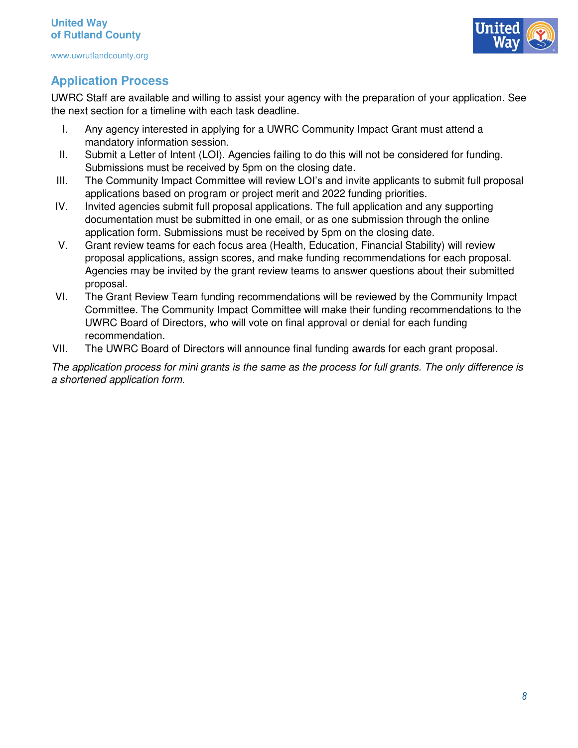## Application Process

UWRC Staff are available and willing to assist your agency with the preparation of your application. See the next section for a timeline with each task deadline.

I. Any agency interested in applying for a UWRC Community Impact Grant must attend a mandatory information session.
II. Submit a Letter of Intent (LOI). Agencies failing to do this will not be considered for funding. Submissions must be received by 5pm on the closing date.
III. The Community Impact Committee will review LOI's and invite applicants to submit full proposal applications based on program or project merit and 2022 funding priorities.
IV. Invited agencies submit full proposal applications. The full application and any supporting documentation must be submitted in one email, or as one submission through the online application form. Submissions must be received by 5pm on the closing date.
V. Grant review teams for each focus area (Health, Education, Financial Stability) will review proposal applications, assign scores, and make funding recommendations for each proposal. Agencies may be invited by the grant review teams to answer questions about their submitted proposal.
VI. The Grant Review Team funding recommendations will be reviewed by the Community Impact Committee. The Community Impact Committee will make their funding recommendations to the UWRC Board of Directors, who will vote on final approval or denial for each funding recommendation.
VII. The UWRC Board of Directors will announce final funding awards for each grant proposal.

*The application process for mini grants is the same as the process for full grants. The only difference is a shortened application form.*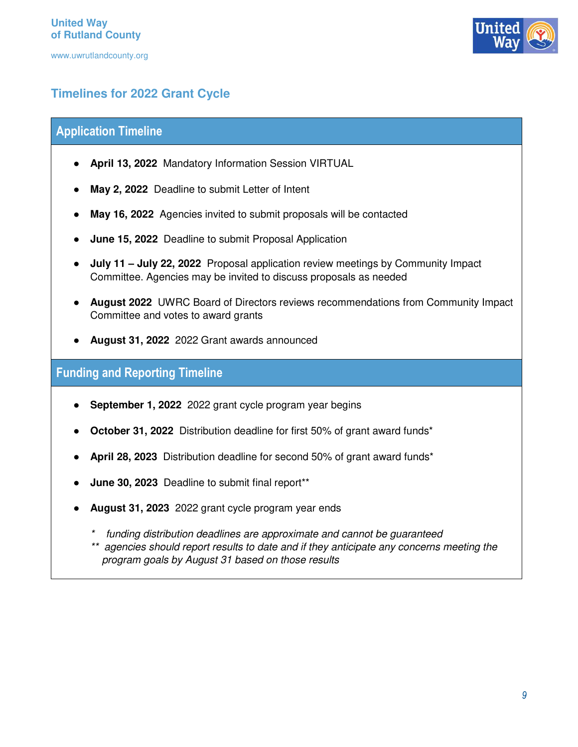United Way
of Rutland County

www.uwrutlandcounty.org

## Timelines for 2022 Grant Cycle

### Application Timeline

- **April 13, 2022** Mandatory Information Session VIRTUAL
- **May 2, 2022** Deadline to submit Letter of Intent
- **May 16, 2022** Agencies invited to submit proposals will be contacted
- **June 15, 2022** Deadline to submit Proposal Application
- **July 11 – July 22, 2022** Proposal application review meetings by Community Impact Committee. Agencies may be invited to discuss proposals as needed
- **August 2022** UWRC Board of Directors reviews recommendations from Community Impact Committee and votes to award grants
- **August 31, 2022** 2022 Grant awards announced

### Funding and Reporting Timeline

- **September 1, 2022** 2022 grant cycle program year begins
- **October 31, 2022** Distribution deadline for first 50% of grant award funds*
- **April 28, 2023** Distribution deadline for second 50% of grant award funds*
- **June 30, 2023** Deadline to submit final report**
- **August 31, 2023** 2022 grant cycle program year ends

*\* funding distribution deadlines are approximate and cannot be guaranteed*
*\*\* agencies should report results to date and if they anticipate any concerns meeting the program goals by August 31 based on those results*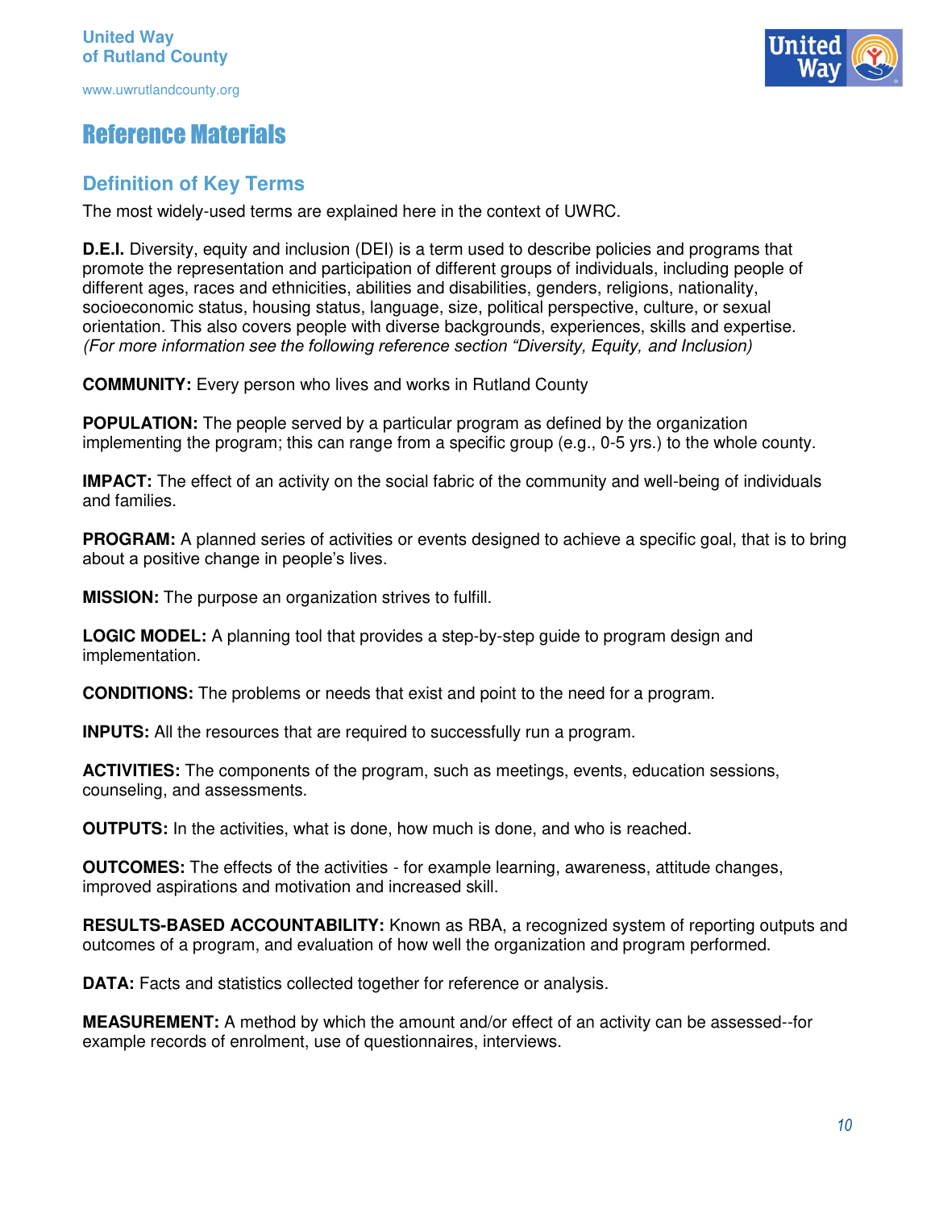# Reference Materials

## Definition of Key Terms

The most widely-used terms are explained here in the context of UWRC.

**D.E.I.** Diversity, equity and inclusion (DEI) is a term used to describe policies and programs that promote the representation and participation of different groups of individuals, including people of different ages, races and ethnicities, abilities and disabilities, genders, religions, nationality, socioeconomic status, housing status, language, size, political perspective, culture, or sexual orientation. This also covers people with diverse backgrounds, experiences, skills and expertise. *(For more information see the following reference section "Diversity, Equity, and Inclusion)*

**COMMUNITY:** Every person who lives and works in Rutland County

**POPULATION:** The people served by a particular program as defined by the organization implementing the program; this can range from a specific group (e.g., 0-5 yrs.) to the whole county.

**IMPACT:** The effect of an activity on the social fabric of the community and well-being of individuals and families.

**PROGRAM:** A planned series of activities or events designed to achieve a specific goal, that is to bring about a positive change in people's lives.

**MISSION:** The purpose an organization strives to fulfill.

**LOGIC MODEL:** A planning tool that provides a step-by-step guide to program design and implementation.

**CONDITIONS:** The problems or needs that exist and point to the need for a program.

**INPUTS:** All the resources that are required to successfully run a program.

**ACTIVITIES:** The components of the program, such as meetings, events, education sessions, counseling, and assessments.

**OUTPUTS:** In the activities, what is done, how much is done, and who is reached.

**OUTCOMES:** The effects of the activities - for example learning, awareness, attitude changes, improved aspirations and motivation and increased skill.

**RESULTS-BASED ACCOUNTABILITY:** Known as RBA, a recognized system of reporting outputs and outcomes of a program, and evaluation of how well the organization and program performed.

**DATA:** Facts and statistics collected together for reference or analysis.

**MEASUREMENT:** A method by which the amount and/or effect of an activity can be assessed--for example records of enrolment, use of questionnaires, interviews.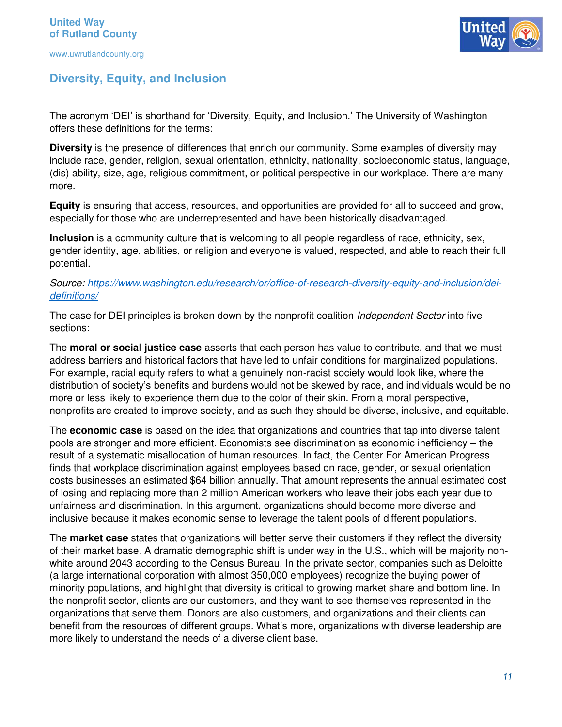## Diversity, Equity, and Inclusion

The acronym 'DEI' is shorthand for 'Diversity, Equity, and Inclusion.' The University of Washington offers these definitions for the terms:

**Diversity** is the presence of differences that enrich our community. Some examples of diversity may include race, gender, religion, sexual orientation, ethnicity, nationality, socioeconomic status, language, (dis) ability, size, age, religious commitment, or political perspective in our workplace. There are many more.

**Equity** is ensuring that access, resources, and opportunities are provided for all to succeed and grow, especially for those who are underrepresented and have been historically disadvantaged.

**Inclusion** is a community culture that is welcoming to all people regardless of race, ethnicity, sex, gender identity, age, abilities, or religion and everyone is valued, respected, and able to reach their full potential.

*Source: https://www.washington.edu/research/or/office-of-research-diversity-equity-and-inclusion/dei-definitions/*

The case for DEI principles is broken down by the nonprofit coalition *Independent Sector* into five sections:

The **moral or social justice case** asserts that each person has value to contribute, and that we must address barriers and historical factors that have led to unfair conditions for marginalized populations. For example, racial equity refers to what a genuinely non-racist society would look like, where the distribution of society's benefits and burdens would not be skewed by race, and individuals would be no more or less likely to experience them due to the color of their skin. From a moral perspective, nonprofits are created to improve society, and as such they should be diverse, inclusive, and equitable.

The **economic case** is based on the idea that organizations and countries that tap into diverse talent pools are stronger and more efficient. Economists see discrimination as economic inefficiency – the result of a systematic misallocation of human resources. In fact, the Center For American Progress finds that workplace discrimination against employees based on race, gender, or sexual orientation costs businesses an estimated $64 billion annually. That amount represents the annual estimated cost of losing and replacing more than 2 million American workers who leave their jobs each year due to unfairness and discrimination. In this argument, organizations should become more diverse and inclusive because it makes economic sense to leverage the talent pools of different populations.

The **market case** states that organizations will better serve their customers if they reflect the diversity of their market base. A dramatic demographic shift is under way in the U.S., which will be majority non-white around 2043 according to the Census Bureau. In the private sector, companies such as Deloitte (a large international corporation with almost 350,000 employees) recognize the buying power of minority populations, and highlight that diversity is critical to growing market share and bottom line. In the nonprofit sector, clients are our customers, and they want to see themselves represented in the organizations that serve them. Donors are also customers, and organizations and their clients can benefit from the resources of different groups. What's more, organizations with diverse leadership are more likely to understand the needs of a diverse client base.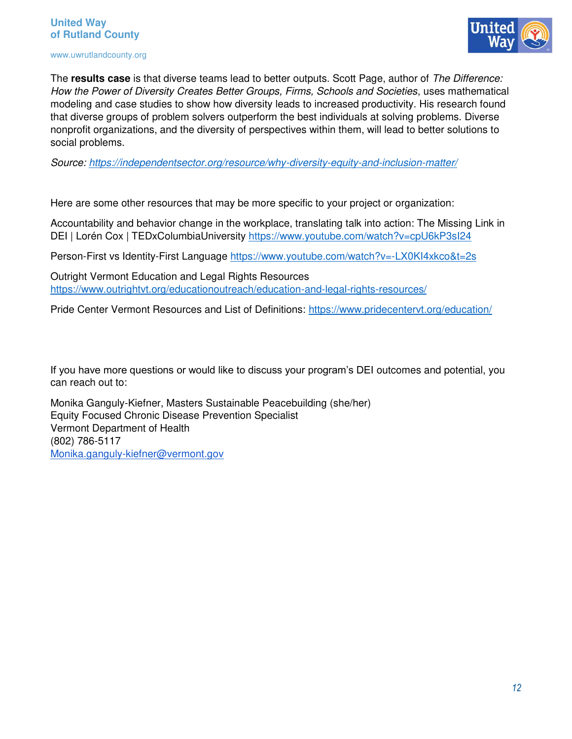The **results case** is that diverse teams lead to better outputs. Scott Page, author of *The Difference: How the Power of Diversity Creates Better Groups, Firms, Schools and Societies*, uses mathematical modeling and case studies to show how diversity leads to increased productivity. His research found that diverse groups of problem solvers outperform the best individuals at solving problems. Diverse nonprofit organizations, and the diversity of perspectives within them, will lead to better solutions to social problems.

*Source: https://independentsector.org/resource/why-diversity-equity-and-inclusion-matter/*

Here are some other resources that may be more specific to your project or organization:

Accountability and behavior change in the workplace, translating talk into action: The Missing Link in DEI | Lorén Cox | TEDxColumbiaUniversity https://www.youtube.com/watch?v=cpU6kP3sI24

Person-First vs Identity-First Language https://www.youtube.com/watch?v=-LX0KI4xkco&t=2s

Outright Vermont Education and Legal Rights Resources https://www.outrightvt.org/educationoutreach/education-and-legal-rights-resources/

Pride Center Vermont Resources and List of Definitions: https://www.pridecentervt.org/education/

If you have more questions or would like to discuss your program's DEI outcomes and potential, you can reach out to:

Monika Ganguly-Kiefner, Masters Sustainable Peacebuilding (she/her)
Equity Focused Chronic Disease Prevention Specialist
Vermont Department of Health
(802) 786-5117
Monika.ganguly-kiefner@vermont.gov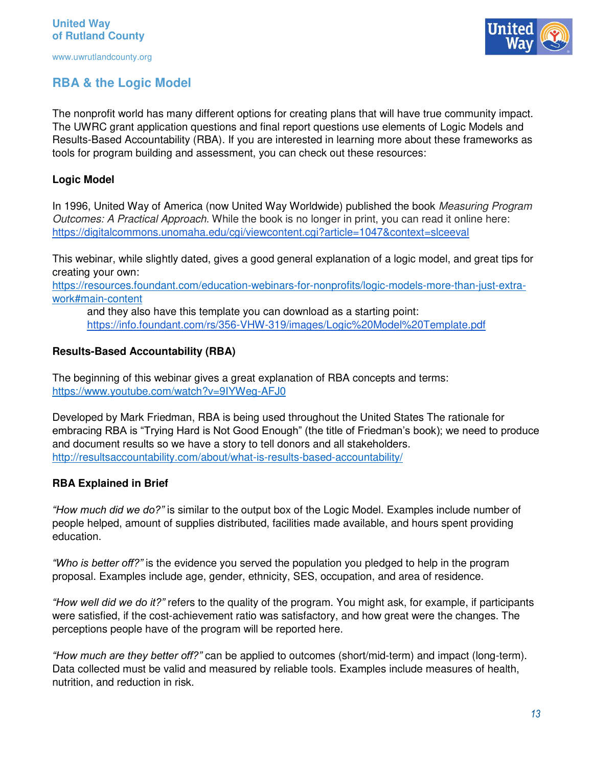## RBA & the Logic Model

The nonprofit world has many different options for creating plans that will have true community impact. The UWRC grant application questions and final report questions use elements of Logic Models and Results-Based Accountability (RBA). If you are interested in learning more about these frameworks as tools for program building and assessment, you can check out these resources:

### Logic Model

In 1996, United Way of America (now United Way Worldwide) published the book *Measuring Program Outcomes: A Practical Approach*. While the book is no longer in print, you can read it online here: https://digitalcommons.unomaha.edu/cgi/viewcontent.cgi?article=1047&context=slceeval

This webinar, while slightly dated, gives a good general explanation of a logic model, and great tips for creating your own:
https://resources.foundant.com/education-webinars-for-nonprofits/logic-models-more-than-just-extra-work#main-content

> and they also have this template you can download as a starting point:
> https://info.foundant.com/rs/356-VHW-319/images/Logic%20Model%20Template.pdf

### Results-Based Accountability (RBA)

The beginning of this webinar gives a great explanation of RBA concepts and terms:
https://www.youtube.com/watch?v=9IYWeg-AFJ0

Developed by Mark Friedman, RBA is being used throughout the United States The rationale for embracing RBA is "Trying Hard is Not Good Enough" (the title of Friedman's book); we need to produce and document results so we have a story to tell donors and all stakeholders.
http://resultsaccountability.com/about/what-is-results-based-accountability/

### RBA Explained in Brief

*"How much did we do?"* is similar to the output box of the Logic Model. Examples include number of people helped, amount of supplies distributed, facilities made available, and hours spent providing education.

*"Who is better off?"* is the evidence you served the population you pledged to help in the program proposal. Examples include age, gender, ethnicity, SES, occupation, and area of residence.

*"How well did we do it?"* refers to the quality of the program. You might ask, for example, if participants were satisfied, if the cost-achievement ratio was satisfactory, and how great were the changes. The perceptions people have of the program will be reported here.

*"How much are they better off?"* can be applied to outcomes (short/mid-term) and impact (long-term). Data collected must be valid and measured by reliable tools. Examples include measures of health, nutrition, and reduction in risk.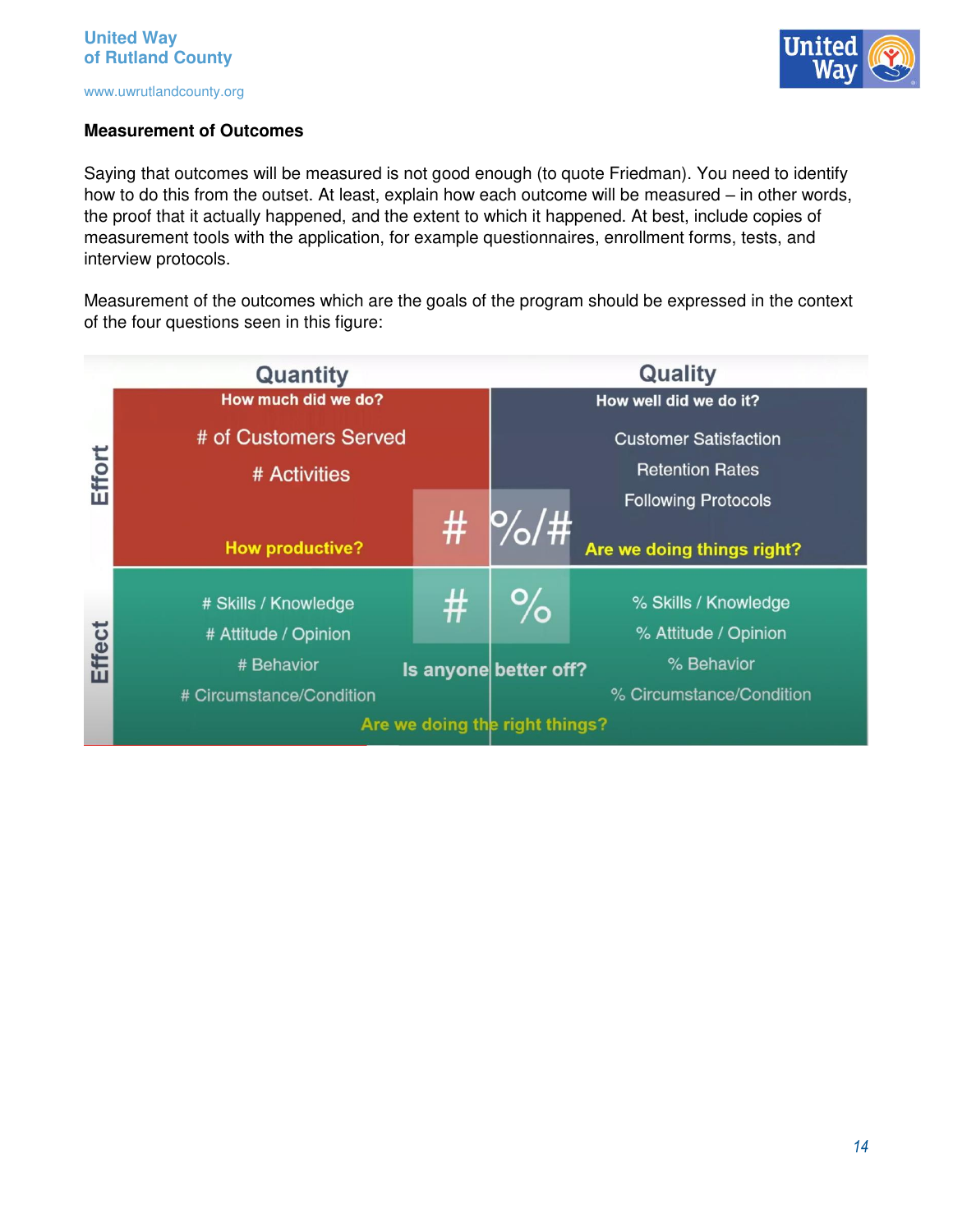## Measurement of Outcomes

Saying that outcomes will be measured is not good enough (to quote Friedman). You need to identify how to do this from the outset. At least, explain how each outcome will be measured – in other words, the proof that it actually happened, and the extent to which it happened. At best, include copies of measurement tools with the application, for example questionnaires, enrollment forms, tests, and interview protocols.

Measurement of the outcomes which are the goals of the program should be expressed in the context of the four questions seen in this figure:

| | Quantity | Quality |
|---|---|---|
| **Effort** | **How much did we do?**<br># of Customers Served<br># Activities<br>**How productive?**<br># | **How well did we do it?**<br>Customer Satisfaction<br>Retention Rates<br>Following Protocols<br>%/#<br>**Are we doing things right?** |
| **Effect** | #<br># Skills / Knowledge<br># Attitude / Opinion<br># Behavior<br># Circumstance/Condition | %<br>% Skills / Knowledge<br>% Attitude / Opinion<br>% Behavior<br>% Circumstance/Condition |
| | **Is anyone better off?**<br>**Are we doing the right things?** | |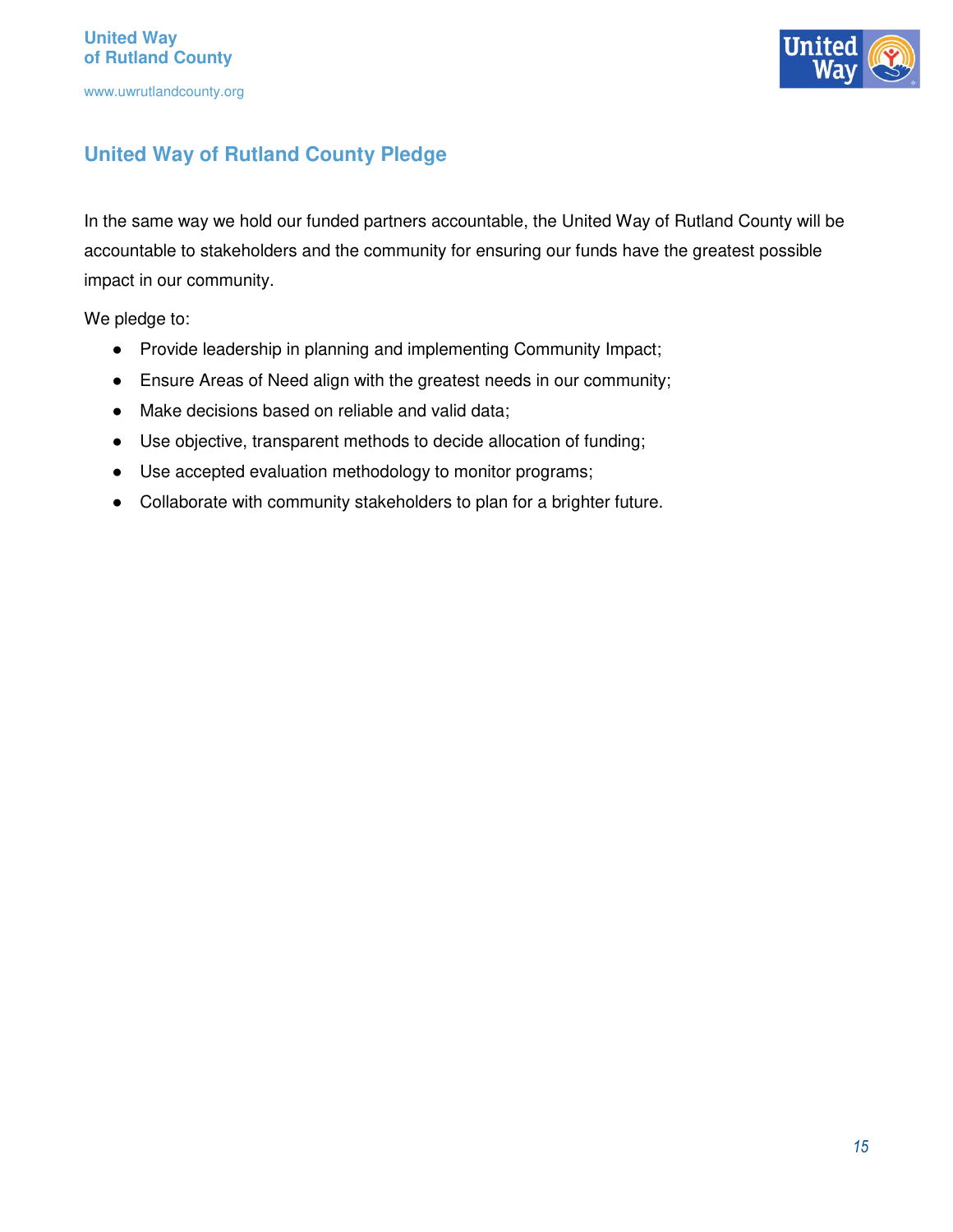## United Way of Rutland County Pledge

In the same way we hold our funded partners accountable, the United Way of Rutland County will be accountable to stakeholders and the community for ensuring our funds have the greatest possible impact in our community.

We pledge to:

- Provide leadership in planning and implementing Community Impact;
- Ensure Areas of Need align with the greatest needs in our community;
- Make decisions based on reliable and valid data;
- Use objective, transparent methods to decide allocation of funding;
- Use accepted evaluation methodology to monitor programs;
- Collaborate with community stakeholders to plan for a brighter future.